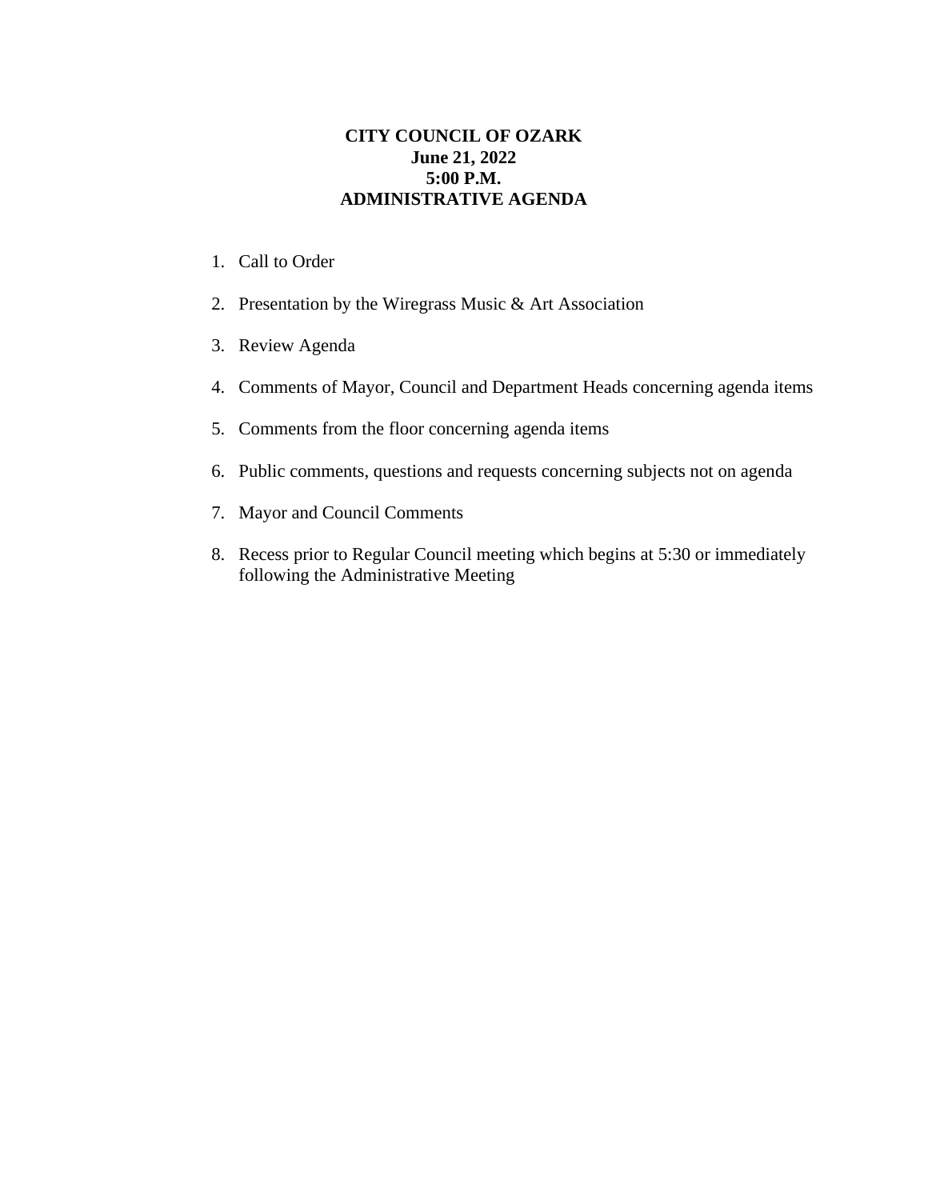**CITY COUNCIL OF OZARK**
**June 21, 2022**
**5:00 P.M.**
**ADMINISTRATIVE AGENDA**

1. Call to Order

2. Presentation by the Wiregrass Music & Art Association

3. Review Agenda

4. Comments of Mayor, Council and Department Heads concerning agenda items

5. Comments from the floor concerning agenda items

6. Public comments, questions and requests concerning subjects not on agenda

7. Mayor and Council Comments

8. Recess prior to Regular Council meeting which begins at 5:30 or immediately following the Administrative Meeting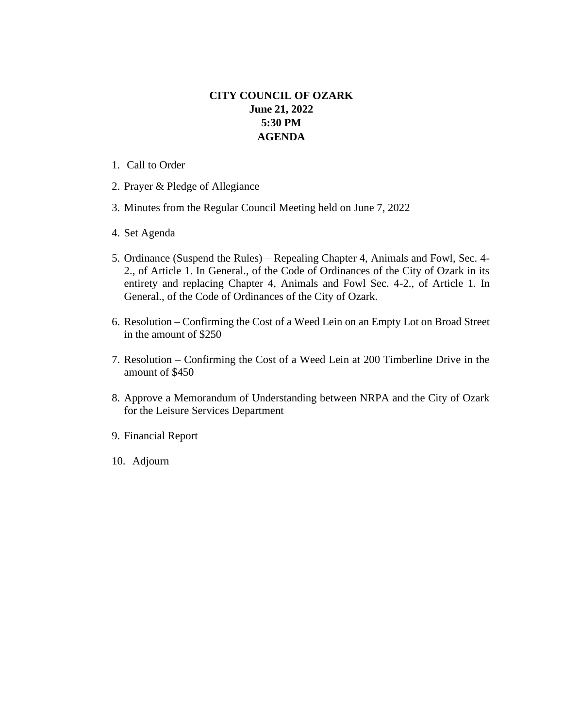**CITY COUNCIL OF OZARK**
**June 21, 2022**
**5:30 PM**
**AGENDA**

1. Call to Order
2. Prayer & Pledge of Allegiance
3. Minutes from the Regular Council Meeting held on June 7, 2022
4. Set Agenda
5. Ordinance (Suspend the Rules) – Repealing Chapter 4, Animals and Fowl, Sec. 4-2., of Article 1. In General., of the Code of Ordinances of the City of Ozark in its entirety and replacing Chapter 4, Animals and Fowl Sec. 4-2., of Article 1. In General., of the Code of Ordinances of the City of Ozark.
6. Resolution – Confirming the Cost of a Weed Lein on an Empty Lot on Broad Street in the amount of $250
7. Resolution – Confirming the Cost of a Weed Lein at 200 Timberline Drive in the amount of $450
8. Approve a Memorandum of Understanding between NRPA and the City of Ozark for the Leisure Services Department
9. Financial Report
10. Adjourn